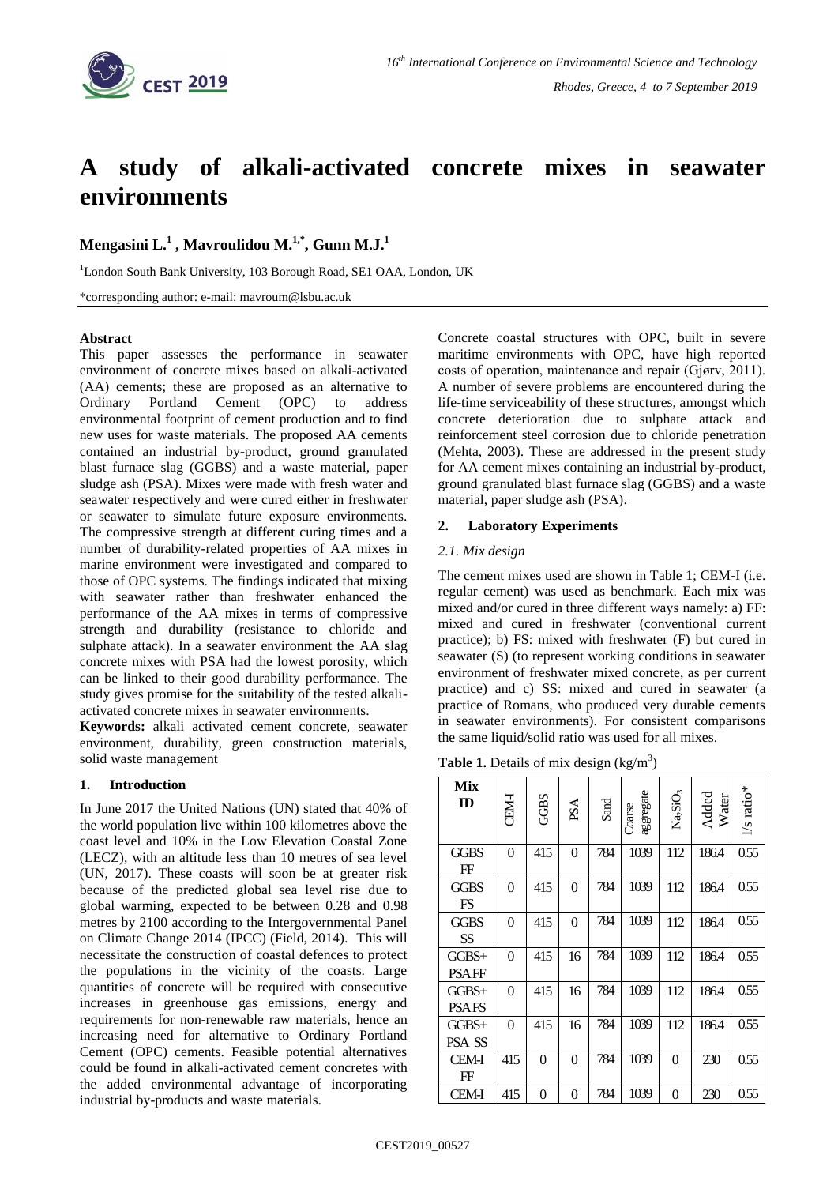# A study of alkali-activated concrete mixes in seawater environments

**Mengasini L.[1], Mavroulidou M.[1,*], Gunn M.J.[1]**

[1]London South Bank University, 103 Borough Road, SE1 OAA, London, UK

*corresponding author: e-mail: mavroum@lsbu.ac.uk

### Abstract

This paper assesses the performance in seawater environment of concrete mixes based on alkali-activated (AA) cements; these are proposed as an alternative to Ordinary Portland Cement (OPC) to address environmental footprint of cement production and to find new uses for waste materials. The proposed AA cements contained an industrial by-product, ground granulated blast furnace slag (GGBS) and a waste material, paper sludge ash (PSA). Mixes were made with fresh water and seawater respectively and were cured either in freshwater or seawater to simulate future exposure environments. The compressive strength at different curing times and a number of durability-related properties of AA mixes in marine environment were investigated and compared to those of OPC systems. The findings indicated that mixing with seawater rather than freshwater enhanced the performance of the AA mixes in terms of compressive strength and durability (resistance to chloride and sulphate attack). In a seawater environment the AA slag concrete mixes with PSA had the lowest porosity, which can be linked to their good durability performance. The study gives promise for the suitability of the tested alkali-activated concrete mixes in seawater environments.

**Keywords:** alkali activated cement concrete, seawater environment, durability, green construction materials, solid waste management

## 1. Introduction

In June 2017 the United Nations (UN) stated that 40% of the world population live within 100 kilometres above the coast level and 10% in the Low Elevation Coastal Zone (LECZ), with an altitude less than 10 metres of sea level (UN, 2017). These coasts will soon be at greater risk because of the predicted global sea level rise due to global warming, expected to be between 0.28 and 0.98 metres by 2100 according to the Intergovernmental Panel on Climate Change 2014 (IPCC) (Field, 2014). This will necessitate the construction of coastal defences to protect the populations in the vicinity of the coasts. Large quantities of concrete will be required with consecutive increases in greenhouse gas emissions, energy and requirements for non-renewable raw materials, hence an increasing need for alternative to Ordinary Portland Cement (OPC) cements. Feasible potential alternatives could be found in alkali-activated cement concretes with the added environmental advantage of incorporating industrial by-products and waste materials.

Concrete coastal structures with OPC, built in severe maritime environments with OPC, have high reported costs of operation, maintenance and repair (Gjørv, 2011). A number of severe problems are encountered during the life-time serviceability of these structures, amongst which concrete deterioration due to sulphate attack and reinforcement steel corrosion due to chloride penetration (Mehta, 2003). These are addressed in the present study for AA cement mixes containing an industrial by-product, ground granulated blast furnace slag (GGBS) and a waste material, paper sludge ash (PSA).

## 2. Laboratory Experiments

### *2.1. Mix design*

The cement mixes used are shown in Table 1; CEM-I (i.e. regular cement) was used as benchmark. Each mix was mixed and/or cured in three different ways namely: a) FF: mixed and cured in freshwater (conventional current practice); b) FS: mixed with freshwater (F) but cured in seawater (S) (to represent working conditions in seawater environment of freshwater mixed concrete, as per current practice) and c) SS: mixed and cured in seawater (a practice of Romans, who produced very durable cements in seawater environments). For consistent comparisons the same liquid/solid ratio was used for all mixes.

**Table 1.** Details of mix design (kg/m$^3$)

| Mix ID | CEM-I | GGBS | PSA | Sand | Coarse aggregate | $Na_2SiO_3$ | Added Water | l/s ratio* |
|---|---|---|---|---|---|---|---|---|
| GGBS FF | 0 | 415 | 0 | 784 | 1039 | 112 | 186.4 | 0.55 |
| GGBS FS | 0 | 415 | 0 | 784 | 1039 | 112 | 186.4 | 0.55 |
| GGBS SS | 0 | 415 | 0 | 784 | 1039 | 112 | 186.4 | 0.55 |
| GGBS+ PSA FF | 0 | 415 | 16 | 784 | 1039 | 112 | 186.4 | 0.55 |
| GGBS+ PSA FS | 0 | 415 | 16 | 784 | 1039 | 112 | 186.4 | 0.55 |
| GGBS+ PSA SS | 0 | 415 | 16 | 784 | 1039 | 112 | 186.4 | 0.55 |
| CEM-I FF | 415 | 0 | 0 | 784 | 1039 | 0 | 230 | 0.55 |
| CEM-I | 415 | 0 | 0 | 784 | 1039 | 0 | 230 | 0.55 |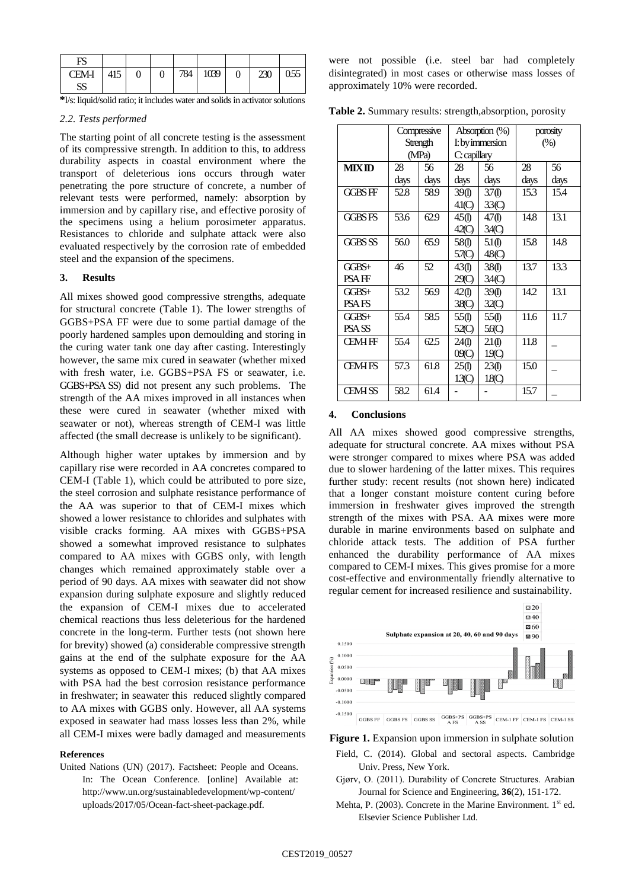| | | | | | | | | |
|---|---|---|---|---|---|---|---|---|
| FS | | | | | | | | |
| CEM-I SS | 415 | 0 | 0 | 784 | 1039 | 0 | 230 | 0.55 |

***l/s**: liquid/solid ratio; it includes water and solids in activator solutions

### 2.2. Tests performed

The starting point of all concrete testing is the assessment of its compressive strength. In addition to this, to address durability aspects in coastal environment where the transport of deleterious ions occurs through water penetrating the pore structure of concrete, a number of relevant tests were performed, namely: absorption by immersion and by capillary rise, and effective porosity of the specimens using a helium porosimeter apparatus. Resistances to chloride and sulphate attack were also evaluated respectively by the corrosion rate of embedded steel and the expansion of the specimens.

## 3. Results

All mixes showed good compressive strengths, adequate for structural concrete (Table 1). The lower strengths of GGBS+PSA FF were due to some partial damage of the poorly hardened samples upon demoulding and storing in the curing water tank one day after casting. Interestingly however, the same mix cured in seawater (whether mixed with fresh water, i.e. GGBS+PSA FS or seawater, i.e. GGBS+PSA SS) did not present any such problems. The strength of the AA mixes improved in all instances when these were cured in seawater (whether mixed with seawater or not), whereas strength of CEM-I was little affected (the small decrease is unlikely to be significant).

Although higher water uptakes by immersion and by capillary rise were recorded in AA concretes compared to CEM-I (Table 1), which could be attributed to pore size, the steel corrosion and sulphate resistance performance of the AA was superior to that of CEM-I mixes which showed a lower resistance to chlorides and sulphates with visible cracks forming. AA mixes with GGBS+PSA showed a somewhat improved resistance to sulphates compared to AA mixes with GGBS only, with length changes which remained approximately stable over a period of 90 days. AA mixes with seawater did not show expansion during sulphate exposure and slightly reduced the expansion of CEM-I mixes due to accelerated chemical reactions thus less deleterious for the hardened concrete in the long-term. Further tests (not shown here for brevity) showed (a) considerable compressive strength gains at the end of the sulphate exposure for the AA systems as opposed to CEM-I mixes; (b) that AA mixes with PSA had the best corrosion resistance performance in freshwater; in seawater this reduced slightly compared to AA mixes with GGBS only. However, all AA systems exposed in seawater had mass losses less than 2%, while all CEM-I mixes were badly damaged and measurements were not possible (i.e. steel bar had completely disintegrated) in most cases or otherwise mass losses of approximately 10% were recorded.

**Table 2.** Summary results: strength,absorption, porosity

| | Compressive Strength (MPa) | | Absorption (%) I: by immersion C: capillary | | porosity (%) | |
|---|---|---|---|---|---|---|
| **MIX ID** | 28 days | 56 days | 28 days | 56 days | 28 days | 56 days |
| GGBS FF | 52.8 | 58.9 | 3.9(I) 4.1(C) | 3.7(I) 3.3(C) | 15.3 | 15.4 |
| GGBS FS | 53.6 | 62.9 | 4.5(I) 4.2(C) | 4.7(I) 3.4(C) | 14.8 | 13.1 |
| GGBS SS | 56.0 | 65.9 | 5.8(I) 5.7(C) | 5.1(I) 4.8(C) | 15.8 | 14.8 |
| GGBS+ PSA FF | 46 | 52 | 4.3(I) 2.9(C) | 3.8(I) 3.4(C) | 13.7 | 13.3 |
| GGBS+ PSA FS | 53.2 | 56.9 | 4.2(I) 3.8(C) | 3.9(I) 3.2(C) | 14.2 | 13.1 |
| GGBS+ PSA SS | 55.4 | 58.5 | 5.5(I) 5.2(C) | 5.5(I) 5.6(C) | 11.6 | 11.7 |
| CEM-I FF | 55.4 | 62.5 | 2.4(I) 0.9(C) | 2.1(I) 1.9(C) | 11.8 | _ |
| CEM-I FS | 57.3 | 61.8 | 2.5(I) 1.3(C) | 2.3(I) 1.8(C) | 15.0 | _ |
| CEM-I SS | 58.2 | 61.4 | - | - | 15.7 | _ |

## 4. Conclusions

All AA mixes showed good compressive strengths, adequate for structural concrete. AA mixes without PSA were stronger compared to mixes where PSA was added due to slower hardening of the latter mixes. This requires further study: recent results (not shown here) indicated that a longer constant moisture content curing before immersion in freshwater gives improved the strength strength of the mixes with PSA. AA mixes were more durable in marine environments based on sulphate and chloride attack tests. The addition of PSA further enhanced the durability performance of AA mixes compared to CEM-I mixes. This gives promise for a more cost-effective and environmentally friendly alternative to regular cement for increased resilience and sustainability.

Sulphate expansion at 20, 40, 60 and 90 days

20
40
60
90

Expansion (%)

0.1500
0.1000
0.0500
0.0000
-0.0500
-0.1000
-0.1500

GGBS FF GGBS FS GGBS SS GGBS+PS A FS GGBS+PS A SS CEM-1 FF CEM-1 FS CEM-1 SS

**Figure 1.** Expansion upon immersion in sulphate solution

## References

United Nations (UN) (2017). Factsheet: People and Oceans. In: The Ocean Conference. [online] Available at: http://www.un.org/sustainabledevelopment/wp-content/uploads/2017/05/Ocean-fact-sheet-package.pdf.

Field, C. (2014). Global and sectoral aspects. Cambridge Univ. Press, New York.

Gjørv, O. (2011). Durability of Concrete Structures. Arabian Journal for Science and Engineering, **36**(2), 151-172.

Mehta, P. (2003). Concrete in the Marine Environment. 1st ed. Elsevier Science Publisher Ltd.